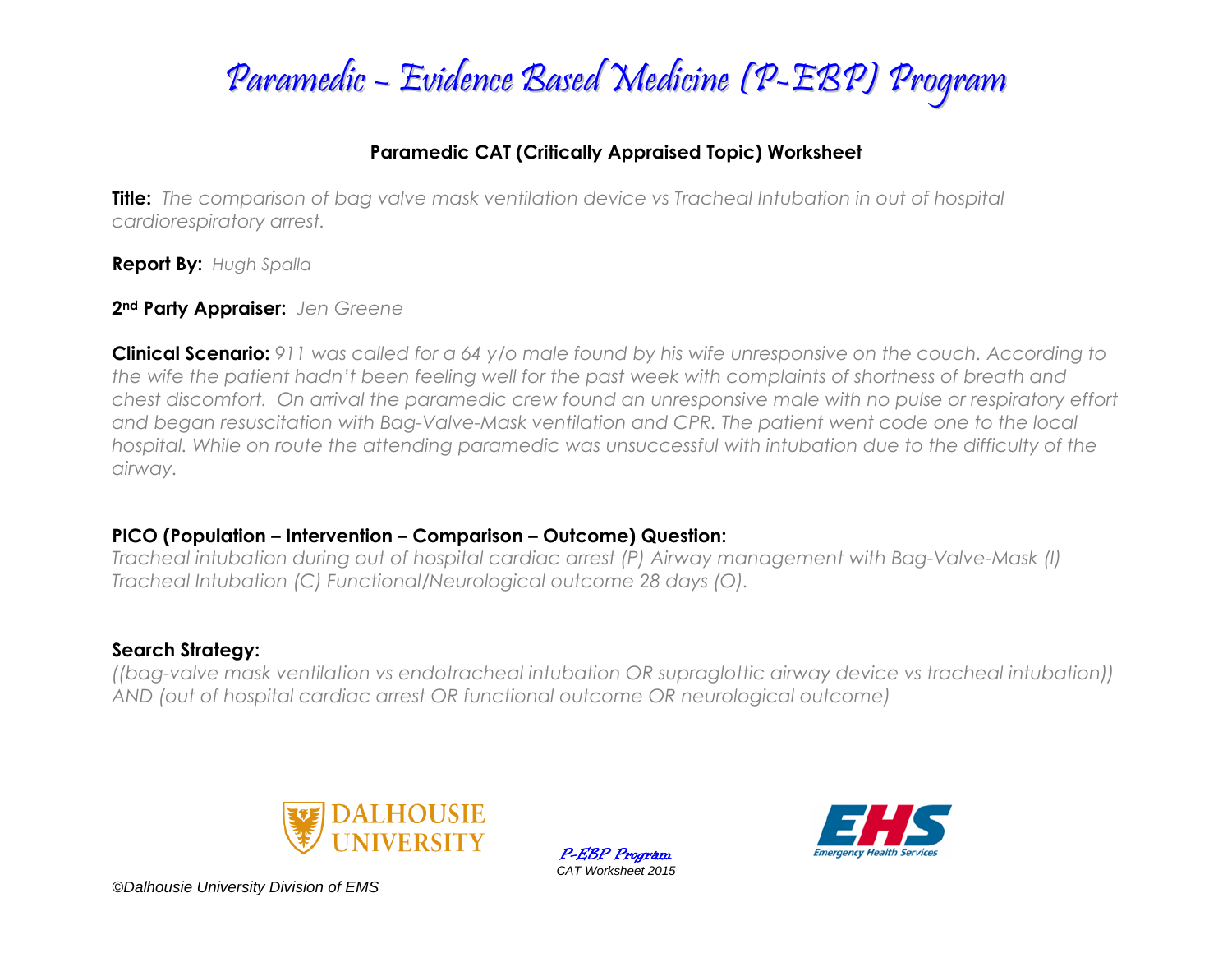# Paramedic – Evidence Based Medicine (P-EBP) Program

## Paramedic CAT (Critically Appraised Topic) Worksheet

**Title:** *The comparison of bag valve mask ventilation device vs Tracheal Intubation in out of hospital cardiorespiratory arrest.*

**Report By:** *Hugh Spalla*

**2nd Party Appraiser:** *Jen Greene*

**Clinical Scenario:** *911 was called for a 64 y/o male found by his wife unresponsive on the couch. According to the wife the patient hadn't been feeling well for the past week with complaints of shortness of breath and chest discomfort. On arrival the paramedic crew found an unresponsive male with no pulse or respiratory effort and began resuscitation with Bag-Valve-Mask ventilation and CPR. The patient went code one to the local hospital. While on route the attending paramedic was unsuccessful with intubation due to the difficulty of the airway.*

**PICO (Population – Intervention – Comparison – Outcome) Question:**

*Tracheal intubation during out of hospital cardiac arrest (P) Airway management with Bag-Valve-Mask (I) Tracheal Intubation (C) Functional/Neurological outcome 28 days (O).*

**Search Strategy:**

*((bag-valve mask ventilation vs endotracheal intubation OR supraglottic airway device vs tracheal intubation)) AND (out of hospital cardiac arrest OR functional outcome OR neurological outcome)*

DALHOUSIE UNIVERSITY

P-EBP Program
CAT Worksheet 2015

EHS Emergency Health Services

©Dalhousie University Division of EMS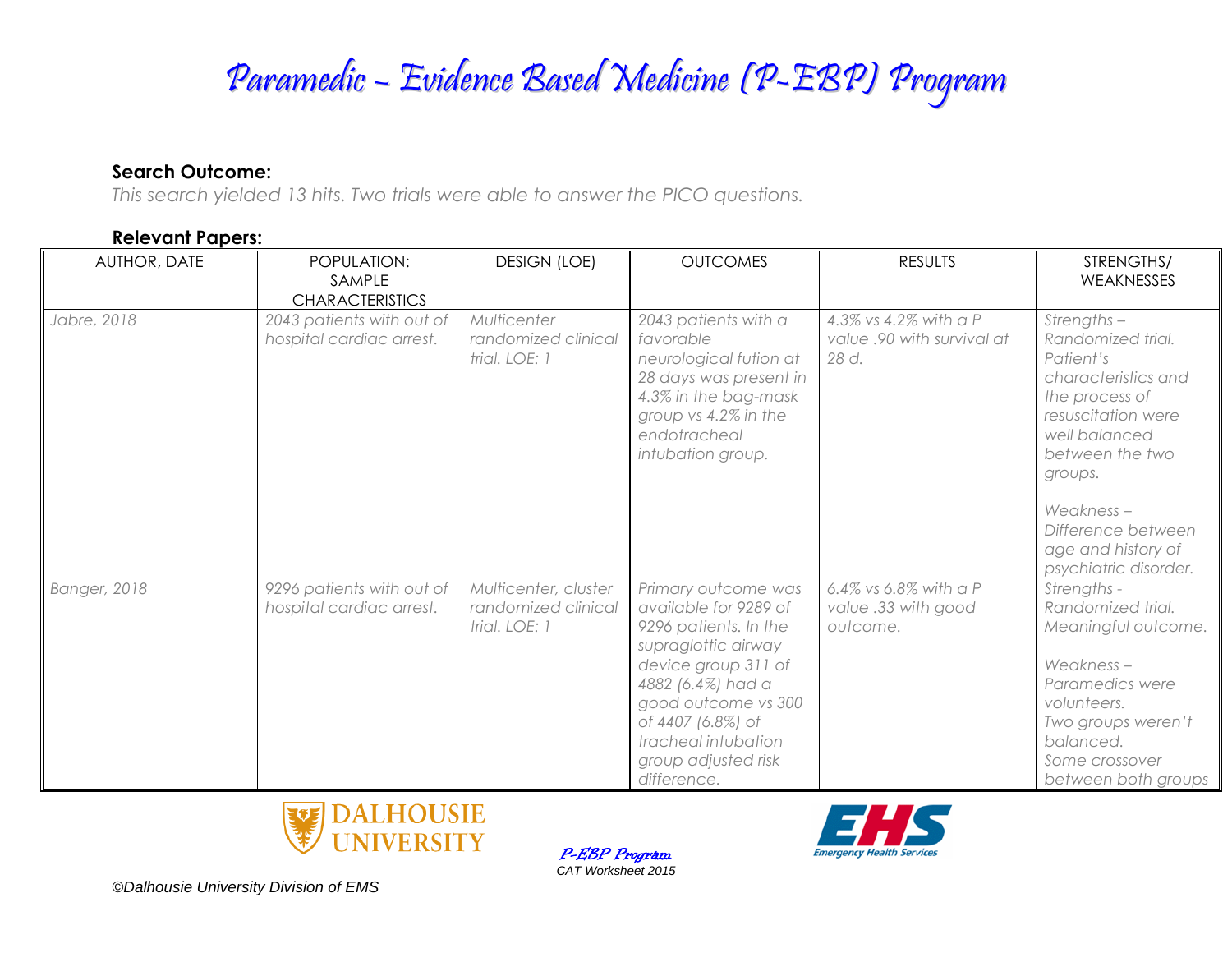**Search Outcome:**

*This search yielded 13 hits. Two trials were able to answer the PICO questions.*

**Relevant Papers:**

| AUTHOR, DATE | POPULATION: SAMPLE CHARACTERISTICS | DESIGN (LOE) | OUTCOMES | RESULTS | STRENGTHS/ WEAKNESSES |
|---|---|---|---|---|---|
| *Jabre, 2018* | *2043 patients with out of hospital cardiac arrest.* | *Multicenter randomized clinical trial. LOE: 1* | *2043 patients with a favorable neurological fution at 28 days was present in 4.3% in the bag-mask group vs 4.2% in the endotracheal intubation group.* | *4.3% vs 4.2% with a P value .90 with survival at 28 d.* | *Strengths – Randomized trial. Patient's characteristics and the process of resuscitation were well balanced between the two groups.*<br><br>*Weakness – Difference between age and history of psychiatric disorder.* |
| *Banger, 2018* | *9296 patients with out of hospital cardiac arrest.* | *Multicenter, cluster randomized clinical trial. LOE: 1* | *Primary outcome was available for 9289 of 9296 patients. In the supraglottic airway device group 311 of 4882 (6.4%) had a good outcome vs 300 of 4407 (6.8%) of tracheal intubation group adjusted risk difference.* | *6.4% vs 6.8% with a P value .33 with good outcome.* | *Strengths - Randomized trial. Meaningful outcome.*<br><br>*Weakness – Paramedics were volunteers. Two groups weren't balanced. Some crossover between both groups* |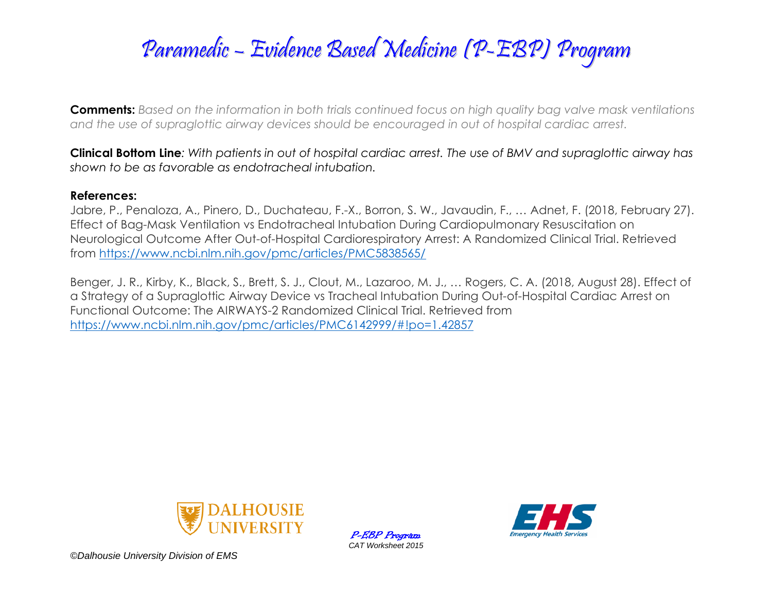**Comments:** *Based on the information in both trials continued focus on high quality bag valve mask ventilations and the use of supraglottic airway devices should be encouraged in out of hospital cardiac arrest.*

**Clinical Bottom Line***: With patients in out of hospital cardiac arrest. The use of BMV and supraglottic airway has shown to be as favorable as endotracheal intubation.*

**References:**

Jabre, P., Penaloza, A., Pinero, D., Duchateau, F.-X., Borron, S. W., Javaudin, F., … Adnet, F. (2018, February 27). Effect of Bag-Mask Ventilation vs Endotracheal Intubation During Cardiopulmonary Resuscitation on Neurological Outcome After Out-of-Hospital Cardiorespiratory Arrest: A Randomized Clinical Trial. Retrieved from https://www.ncbi.nlm.nih.gov/pmc/articles/PMC5838565/

Benger, J. R., Kirby, K., Black, S., Brett, S. J., Clout, M., Lazaroo, M. J., … Rogers, C. A. (2018, August 28). Effect of a Strategy of a Supraglottic Airway Device vs Tracheal Intubation During Out-of-Hospital Cardiac Arrest on Functional Outcome: The AIRWAYS-2 Randomized Clinical Trial. Retrieved from https://www.ncbi.nlm.nih.gov/pmc/articles/PMC6142999/#!po=1.42857